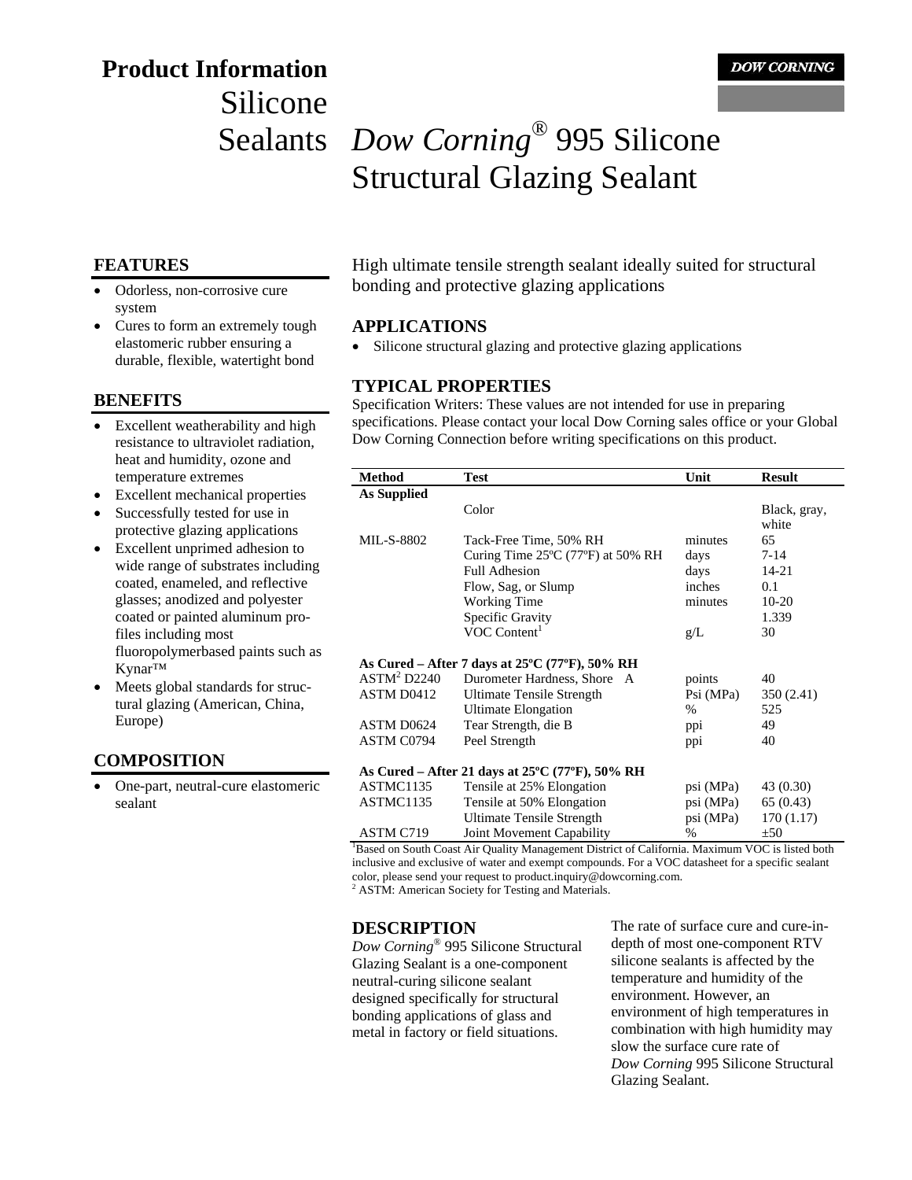# Product Information

Silicone Sealants

# *Dow Corning*® 995 Silicone Structural Glazing Sealant

DOW CORNING

## FEATURES

- Odorless, non-corrosive cure system
- Cures to form an extremely tough elastomeric rubber ensuring a durable, flexible, watertight bond

## BENEFITS

- Excellent weatherability and high resistance to ultraviolet radiation, heat and humidity, ozone and temperature extremes
- Excellent mechanical properties
- Successfully tested for use in protective glazing applications
- Excellent unprimed adhesion to wide range of substrates including coated, enameled, and reflective glasses; anodized and polyester coated or painted aluminum profiles including most fluoropolymerbased paints such as Kynar™
- Meets global standards for structural glazing (American, China, Europe)

## COMPOSITION

- One-part, neutral-cure elastomeric sealant

High ultimate tensile strength sealant ideally suited for structural bonding and protective glazing applications

## APPLICATIONS

- Silicone structural glazing and protective glazing applications

## TYPICAL PROPERTIES

Specification Writers: These values are not intended for use in preparing specifications. Please contact your local Dow Corning sales office or your Global Dow Corning Connection before writing specifications on this product.

| Method | Test | Unit | Result |
|---|---|---|---|
| **As Supplied** | | | |
| | Color | | Black, gray, white |
| MIL-S-8802 | Tack-Free Time, 50% RH | minutes | 65 |
| | Curing Time 25ºC (77ºF) at 50% RH | days | 7-14 |
| | Full Adhesion | days | 14-21 |
| | Flow, Sag, or Slump | inches | 0.1 |
| | Working Time | minutes | 10-20 |
| | Specific Gravity | | 1.339 |
| | VOC Content[1] | g/L | 30 |
| **As Cured – After 7 days at 25ºC (77ºF), 50% RH** | | | |
| ASTM[2] D2240 | Durometer Hardness, Shore A | points | 40 |
| ASTM D0412 | Ultimate Tensile Strength | Psi (MPa) | 350 (2.41) |
| | Ultimate Elongation | % | 525 |
| ASTM D0624 | Tear Strength, die B | ppi | 49 |
| ASTM C0794 | Peel Strength | ppi | 40 |
| **As Cured – After 21 days at 25ºC (77ºF), 50% RH** | | | |
| ASTMC1135 | Tensile at 25% Elongation | psi (MPa) | 43 (0.30) |
| ASTMC1135 | Tensile at 50% Elongation | psi (MPa) | 65 (0.43) |
| | Ultimate Tensile Strength | psi (MPa) | 170 (1.17) |
| ASTM C719 | Joint Movement Capability | % | ±50 |

[1]Based on South Coast Air Quality Management District of California. Maximum VOC is listed both inclusive and exclusive of water and exempt compounds. For a VOC datasheet for a specific sealant color, please send your request to product.inquiry@dowcorning.com.
[2] ASTM: American Society for Testing and Materials.

## DESCRIPTION

*Dow Corning*® 995 Silicone Structural Glazing Sealant is a one-component neutral-curing silicone sealant designed specifically for structural bonding applications of glass and metal in factory or field situations.

The rate of surface cure and cure-in-depth of most one-component RTV silicone sealants is affected by the temperature and humidity of the environment. However, an environment of high temperatures in combination with high humidity may slow the surface cure rate of *Dow Corning* 995 Silicone Structural Glazing Sealant.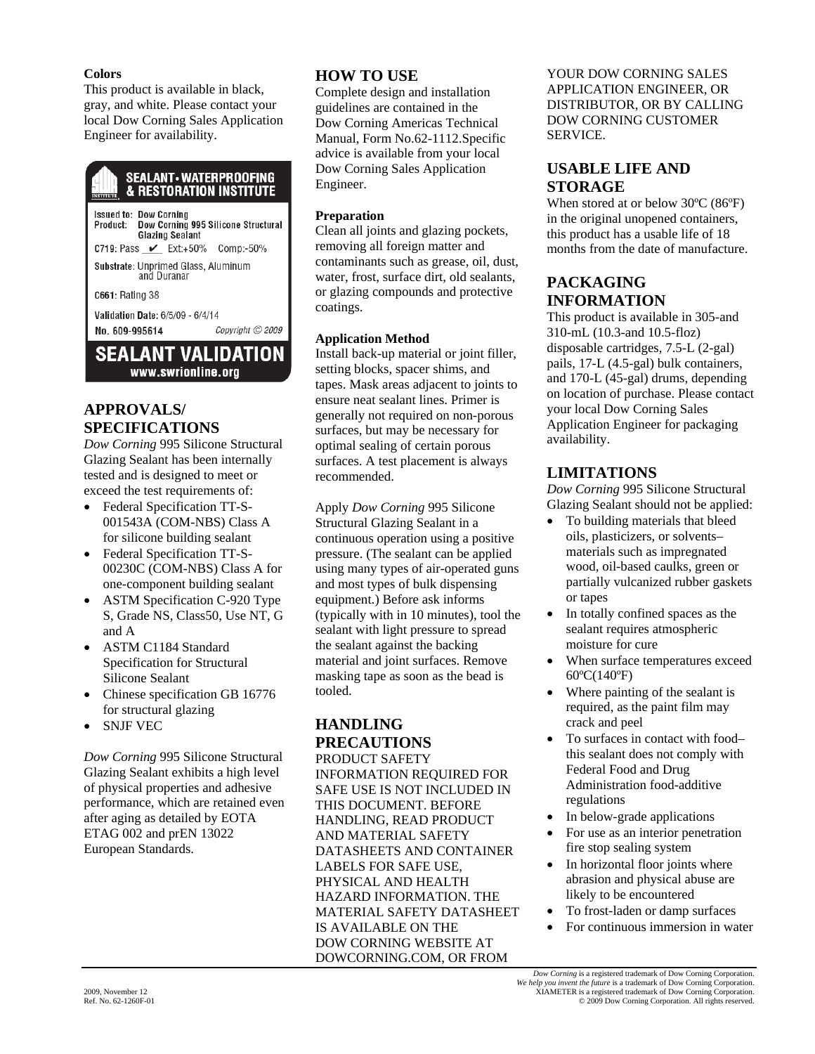**Colors**

This product is available in black, gray, and white. Please contact your local Dow Corning Sales Application Engineer for availability.

SEALANT • WATERPROOFING & RESTORATION INSTITUTE

Issued to: Dow Corning
Product: Dow Corning 995 Silicone Structural Glazing Sealant
C719: Pass ✔ Ext:+50% Comp:-50%
Substrate: Unprimed Glass, Aluminum and Duranar
C661: Rating 38
Validation Date: 6/5/09 - 6/4/14
No. 609-995614 Copyright © 2009

SEALANT VALIDATION
www.swrionline.org

## APPROVALS/ SPECIFICATIONS

*Dow Corning* 995 Silicone Structural Glazing Sealant has been internally tested and is designed to meet or exceed the test requirements of:

- Federal Specification TT-S-001543A (COM-NBS) Class A for silicone building sealant
- Federal Specification TT-S-00230C (COM-NBS) Class A for one-component building sealant
- ASTM Specification C-920 Type S, Grade NS, Class50, Use NT, G and A
- ASTM C1184 Standard Specification for Structural Silicone Sealant
- Chinese specification GB 16776 for structural glazing
- SNJF VEC

*Dow Corning* 995 Silicone Structural Glazing Sealant exhibits a high level of physical properties and adhesive performance, which are retained even after aging as detailed by EOTA ETAG 002 and prEN 13022 European Standards.

## HOW TO USE

Complete design and installation guidelines are contained in the Dow Corning Americas Technical Manual, Form No.62-1112.Specific advice is available from your local Dow Corning Sales Application Engineer.

**Preparation**

Clean all joints and glazing pockets, removing all foreign matter and contaminants such as grease, oil, dust, water, frost, surface dirt, old sealants, or glazing compounds and protective coatings.

**Application Method**

Install back-up material or joint filler, setting blocks, spacer shims, and tapes. Mask areas adjacent to joints to ensure neat sealant lines. Primer is generally not required on non-porous surfaces, but may be necessary for optimal sealing of certain porous surfaces. A test placement is always recommended.

Apply *Dow Corning* 995 Silicone Structural Glazing Sealant in a continuous operation using a positive pressure. (The sealant can be applied using many types of air-operated guns and most types of bulk dispensing equipment.) Before ask informs (typically with in 10 minutes), tool the sealant with light pressure to spread the sealant against the backing material and joint surfaces. Remove masking tape as soon as the bead is tooled.

## HANDLING PRECAUTIONS

PRODUCT SAFETY INFORMATION REQUIRED FOR SAFE USE IS NOT INCLUDED IN THIS DOCUMENT. BEFORE HANDLING, READ PRODUCT AND MATERIAL SAFETY DATASHEETS AND CONTAINER LABELS FOR SAFE USE, PHYSICAL AND HEALTH HAZARD INFORMATION. THE MATERIAL SAFETY DATASHEET IS AVAILABLE ON THE DOW CORNING WEBSITE AT DOWCORNING.COM, OR FROM YOUR DOW CORNING SALES APPLICATION ENGINEER, OR DISTRIBUTOR, OR BY CALLING DOW CORNING CUSTOMER SERVICE.

## USABLE LIFE AND STORAGE

When stored at or below 30ºC (86ºF) in the original unopened containers, this product has a usable life of 18 months from the date of manufacture.

## PACKAGING INFORMATION

This product is available in 305-and 310-mL (10.3-and 10.5-floz) disposable cartridges, 7.5-L (2-gal) pails, 17-L (4.5-gal) bulk containers, and 170-L (45-gal) drums, depending on location of purchase. Please contact your local Dow Corning Sales Application Engineer for packaging availability.

## LIMITATIONS

*Dow Corning* 995 Silicone Structural Glazing Sealant should not be applied:

- To building materials that bleed oils, plasticizers, or solvents– materials such as impregnated wood, oil-based caulks, green or partially vulcanized rubber gaskets or tapes
- In totally confined spaces as the sealant requires atmospheric moisture for cure
- When surface temperatures exceed 60ºC(140ºF)
- Where painting of the sealant is required, as the paint film may crack and peel
- To surfaces in contact with food– this sealant does not comply with Federal Food and Drug Administration food-additive regulations
- In below-grade applications
- For use as an interior penetration fire stop sealing system
- In horizontal floor joints where abrasion and physical abuse are likely to be encountered
- To frost-laden or damp surfaces
- For continuous immersion in water

2009, November 12
Ref. No. 62-1260F-01

*Dow Corning* is a registered trademark of Dow Corning Corporation.
*We help you invent the future* is a trademark of Dow Corning Corporation.
XIAMETER is a registered trademark of Dow Corning Corporation.
© 2009 Dow Corning Corporation. All rights reserved.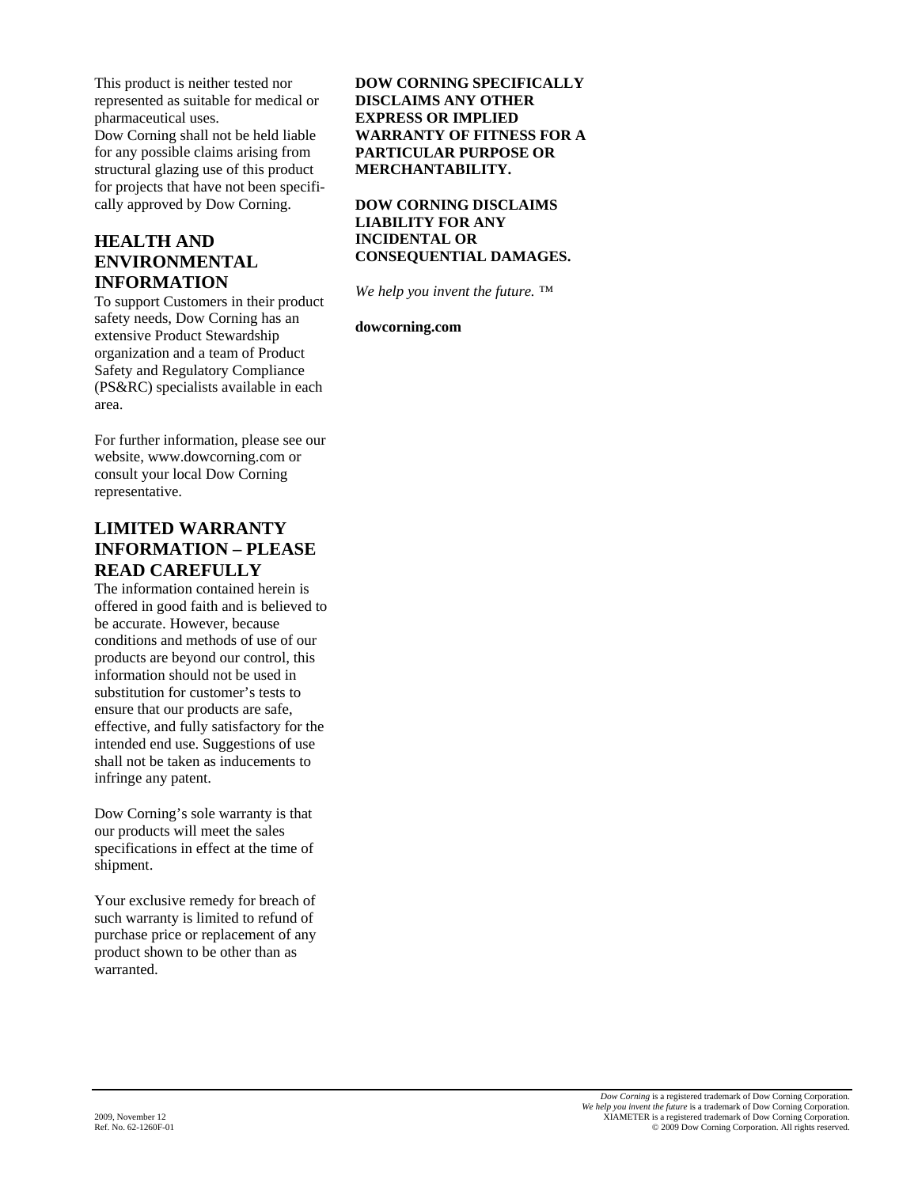This product is neither tested nor represented as suitable for medical or pharmaceutical uses.
Dow Corning shall not be held liable for any possible claims arising from structural glazing use of this product for projects that have not been specifically approved by Dow Corning.

## HEALTH AND ENVIRONMENTAL INFORMATION

To support Customers in their product safety needs, Dow Corning has an extensive Product Stewardship organization and a team of Product Safety and Regulatory Compliance (PS&RC) specialists available in each area.

For further information, please see our website, www.dowcorning.com or consult your local Dow Corning representative.

## LIMITED WARRANTY INFORMATION – PLEASE READ CAREFULLY

The information contained herein is offered in good faith and is believed to be accurate. However, because conditions and methods of use of our products are beyond our control, this information should not be used in substitution for customer's tests to ensure that our products are safe, effective, and fully satisfactory for the intended end use. Suggestions of use shall not be taken as inducements to infringe any patent.

Dow Corning's sole warranty is that our products will meet the sales specifications in effect at the time of shipment.

Your exclusive remedy for breach of such warranty is limited to refund of purchase price or replacement of any product shown to be other than as warranted.

**DOW CORNING SPECIFICALLY DISCLAIMS ANY OTHER EXPRESS OR IMPLIED WARRANTY OF FITNESS FOR A PARTICULAR PURPOSE OR MERCHANTABILITY.**

**DOW CORNING DISCLAIMS LIABILITY FOR ANY INCIDENTAL OR CONSEQUENTIAL DAMAGES.**

*We help you invent the future.* ™

**dowcorning.com**

2009, November 12
Ref. No. 62-1260F-01

*Dow Corning* is a registered trademark of Dow Corning Corporation.
*We help you invent the future* is a trademark of Dow Corning Corporation.
XIAMETER is a registered trademark of Dow Corning Corporation.
© 2009 Dow Corning Corporation. All rights reserved.